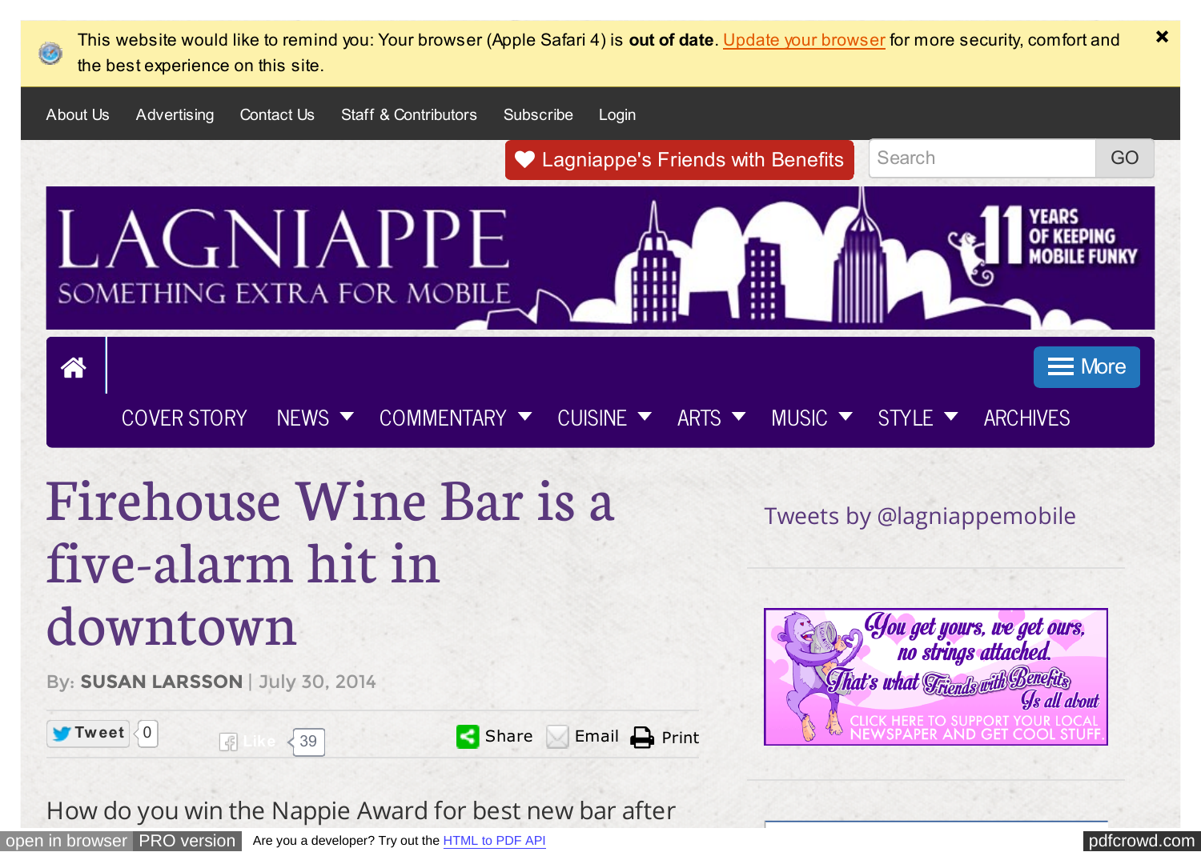This website would like to remind you: Your browser (Apple Safari 4) is **out of date**. Update your browser for more security, comfort and the best experience on this site.

About Us Advertising Contact Us Staff & Contributors Subscribe Login

Lagniappe's Friends with Benefits

LAGNIAPPE SOMETHING EXTRA FOR MOBILE

11 YEARS OF KEEPING MOBILE FUNKY

More

COVER STORY NEWS COMMENTARY CUISINE ARTS MUSIC STYLE ARCHIVES

# Firehouse Wine Bar is a five-alarm hit in downtown

By: **SUSAN LARSSON** | July 30, 2014

Tweet 0 Like 39 Share Email Print

Tweets by @lagniappemobile

How do you win the Nappie Award for best new bar after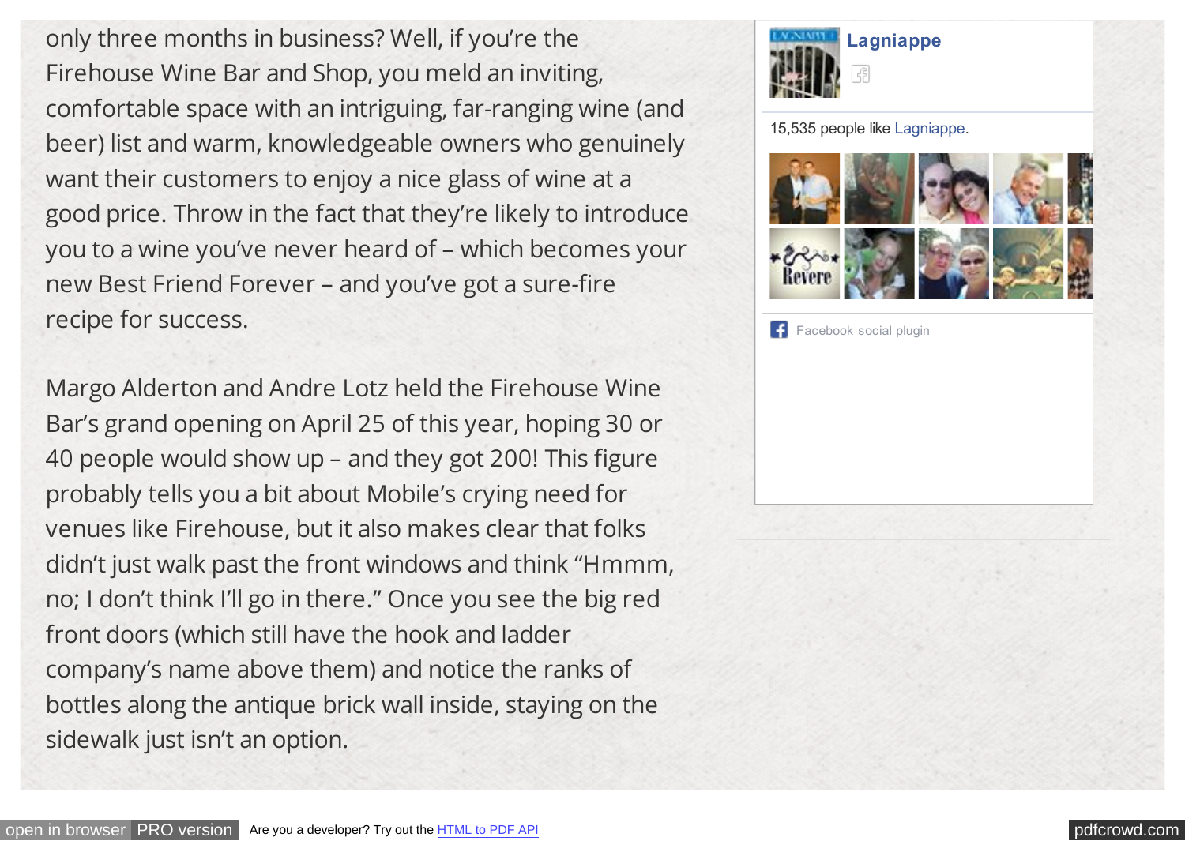only three months in business? Well, if you're the Firehouse Wine Bar and Shop, you meld an inviting, comfortable space with an intriguing, far-ranging wine (and beer) list and warm, knowledgeable owners who genuinely want their customers to enjoy a nice glass of wine at a good price. Throw in the fact that they're likely to introduce you to a wine you've never heard of – which becomes your new Best Friend Forever – and you've got a sure-fire recipe for success.

Margo Alderton and Andre Lotz held the Firehouse Wine Bar's grand opening on April 25 of this year, hoping 30 or 40 people would show up – and they got 200! This figure probably tells you a bit about Mobile's crying need for venues like Firehouse, but it also makes clear that folks didn't just walk past the front windows and think "Hmmm, no; I don't think I'll go in there." Once you see the big red front doors (which still have the hook and ladder company's name above them) and notice the ranks of bottles along the antique brick wall inside, staying on the sidewalk just isn't an option.

Lagniappe

15,535 people like Lagniappe.

Facebook social plugin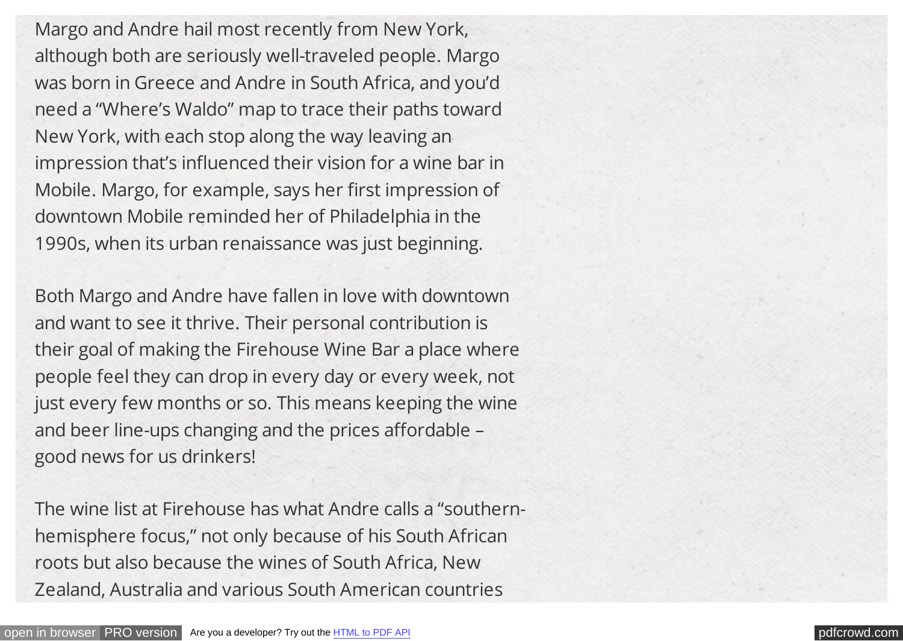Margo and Andre hail most recently from New York, although both are seriously well-traveled people. Margo was born in Greece and Andre in South Africa, and you'd need a "Where's Waldo" map to trace their paths toward New York, with each stop along the way leaving an impression that's influenced their vision for a wine bar in Mobile. Margo, for example, says her first impression of downtown Mobile reminded her of Philadelphia in the 1990s, when its urban renaissance was just beginning.

Both Margo and Andre have fallen in love with downtown and want to see it thrive. Their personal contribution is their goal of making the Firehouse Wine Bar a place where people feel they can drop in every day or every week, not just every few months or so. This means keeping the wine and beer line-ups changing and the prices affordable – good news for us drinkers!

The wine list at Firehouse has what Andre calls a "southern-hemisphere focus," not only because of his South African roots but also because the wines of South Africa, New Zealand, Australia and various South American countries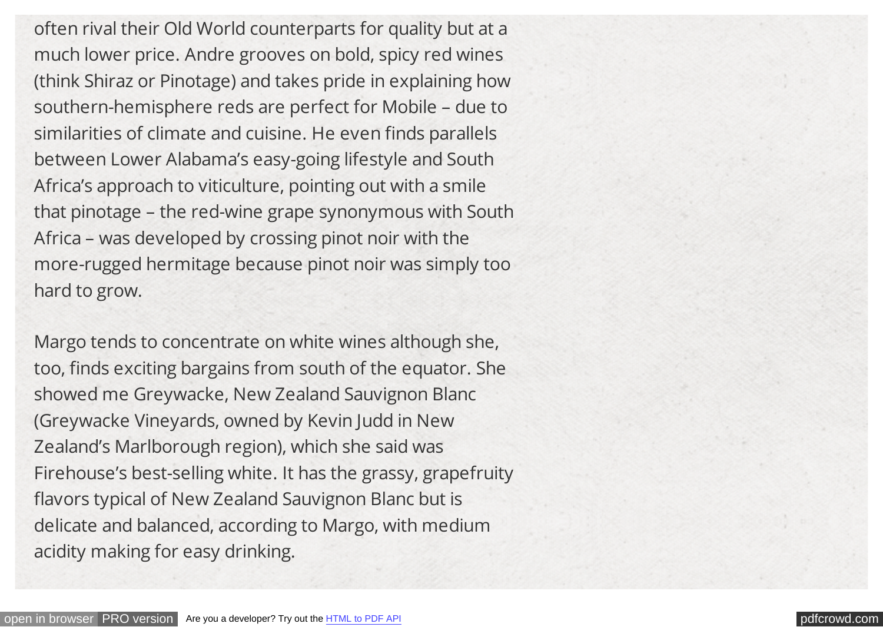often rival their Old World counterparts for quality but at a much lower price. Andre grooves on bold, spicy red wines (think Shiraz or Pinotage) and takes pride in explaining how southern-hemisphere reds are perfect for Mobile – due to similarities of climate and cuisine. He even finds parallels between Lower Alabama's easy-going lifestyle and South Africa's approach to viticulture, pointing out with a smile that pinotage – the red-wine grape synonymous with South Africa – was developed by crossing pinot noir with the more-rugged hermitage because pinot noir was simply too hard to grow.

Margo tends to concentrate on white wines although she, too, finds exciting bargains from south of the equator. She showed me Greywacke, New Zealand Sauvignon Blanc (Greywacke Vineyards, owned by Kevin Judd in New Zealand's Marlborough region), which she said was Firehouse's best-selling white. It has the grassy, grapefruity flavors typical of New Zealand Sauvignon Blanc but is delicate and balanced, according to Margo, with medium acidity making for easy drinking.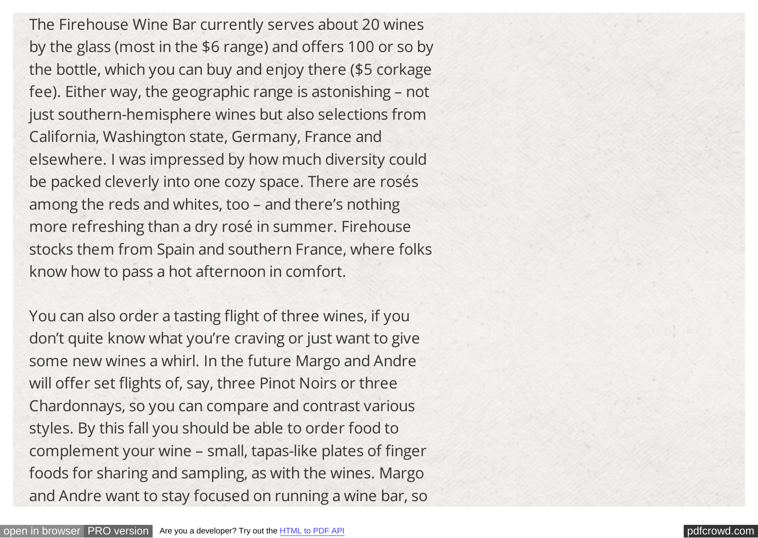The Firehouse Wine Bar currently serves about 20 wines by the glass (most in the $6 range) and offers 100 or so by the bottle, which you can buy and enjoy there ($5 corkage fee). Either way, the geographic range is astonishing – not just southern-hemisphere wines but also selections from California, Washington state, Germany, France and elsewhere. I was impressed by how much diversity could be packed cleverly into one cozy space. There are rosés among the reds and whites, too – and there's nothing more refreshing than a dry rosé in summer. Firehouse stocks them from Spain and southern France, where folks know how to pass a hot afternoon in comfort.

You can also order a tasting flight of three wines, if you don't quite know what you're craving or just want to give some new wines a whirl. In the future Margo and Andre will offer set flights of, say, three Pinot Noirs or three Chardonnays, so you can compare and contrast various styles. By this fall you should be able to order food to complement your wine – small, tapas-like plates of finger foods for sharing and sampling, as with the wines. Margo and Andre want to stay focused on running a wine bar, so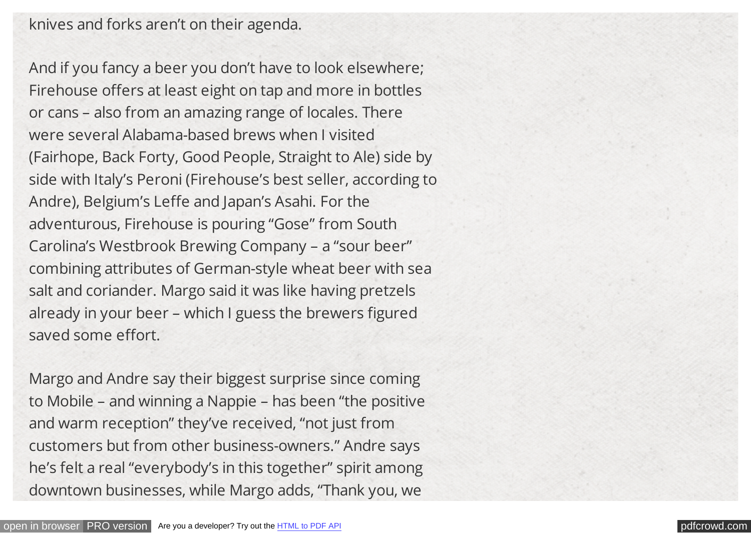knives and forks aren't on their agenda.

And if you fancy a beer you don't have to look elsewhere; Firehouse offers at least eight on tap and more in bottles or cans – also from an amazing range of locales. There were several Alabama-based brews when I visited (Fairhope, Back Forty, Good People, Straight to Ale) side by side with Italy's Peroni (Firehouse's best seller, according to Andre), Belgium's Leffe and Japan's Asahi. For the adventurous, Firehouse is pouring "Gose" from South Carolina's Westbrook Brewing Company – a "sour beer" combining attributes of German-style wheat beer with sea salt and coriander. Margo said it was like having pretzels already in your beer – which I guess the brewers figured saved some effort.

Margo and Andre say their biggest surprise since coming to Mobile – and winning a Nappie – has been "the positive and warm reception" they've received, "not just from customers but from other business-owners." Andre says he's felt a real "everybody's in this together" spirit among downtown businesses, while Margo adds, "Thank you, we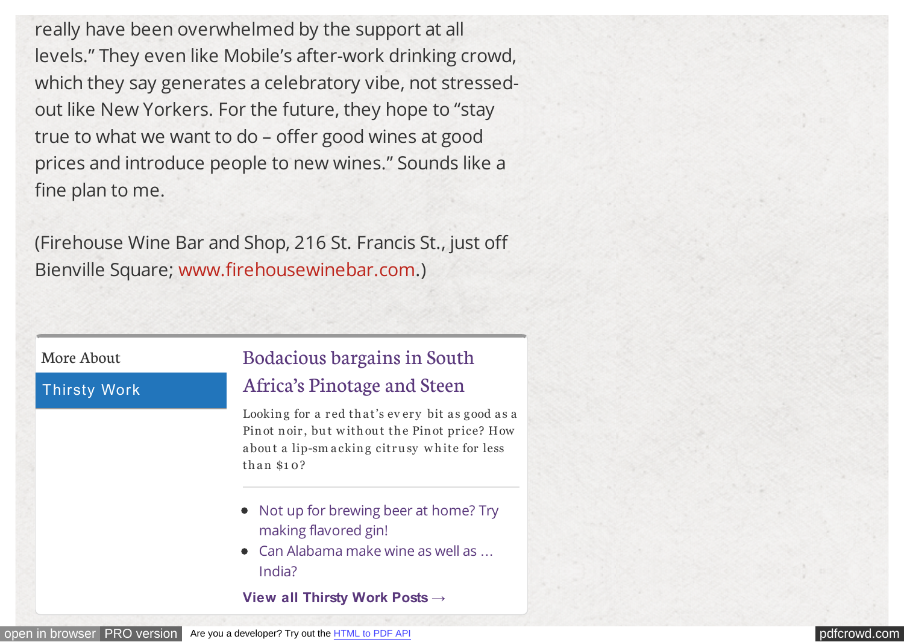really have been overwhelmed by the support at all levels." They even like Mobile's after-work drinking crowd, which they say generates a celebratory vibe, not stressed-out like New Yorkers. For the future, they hope to "stay true to what we want to do – offer good wines at good prices and introduce people to new wines." Sounds like a fine plan to me.

(Firehouse Wine Bar and Shop, 216 St. Francis St., just off Bienville Square; www.firehousewinebar.com.)

More About

Thirsty Work

### Bodacious bargains in South Africa's Pinotage and Steen

Looking for a red that's every bit as good as a Pinot noir, but without the Pinot price? How about a lip-smacking citrusy white for less than $10?

- Not up for brewing beer at home? Try making flavored gin!
- Can Alabama make wine as well as … India?

**View all Thirsty Work Posts →**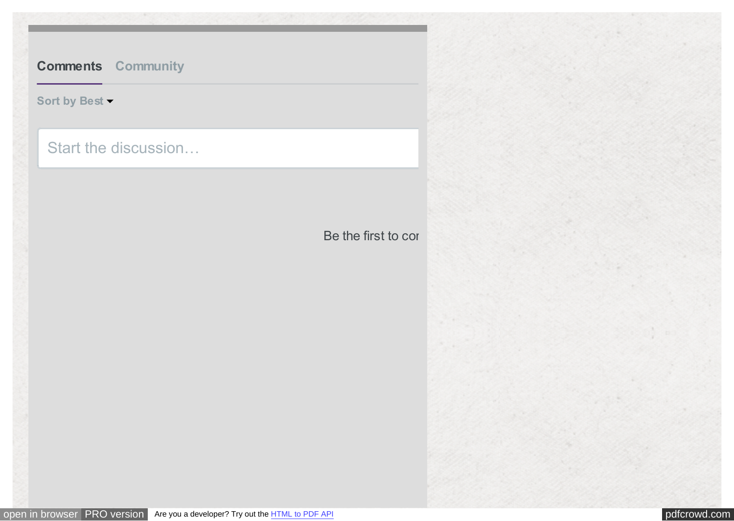Comments Community

Sort by Best

Start the discussion…

Be the first to cor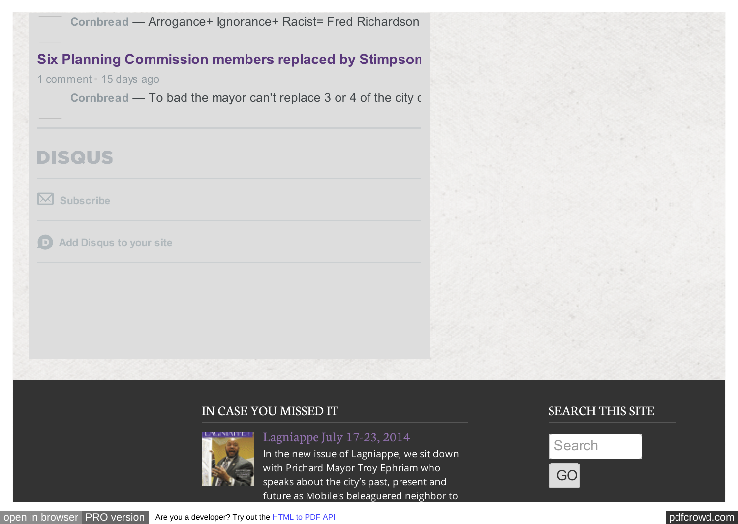**Cornbread** — Arrogance+ Ignorance+ Racist= Fred Richardson

### Six Planning Commission members replaced by Stimpson

1 comment • 15 days ago

**Cornbread** — To bad the mayor can't replace 3 or 4 of the city c

DISQUS

Subscribe

Add Disqus to your site

## IN CASE YOU MISSED IT

### Lagniappe July 17-23, 2014

In the new issue of Lagniappe, we sit down with Prichard Mayor Troy Ephriam who speaks about the city's past, present and future as Mobile's beleaguered neighbor to

## SEARCH THIS SITE

Search

GO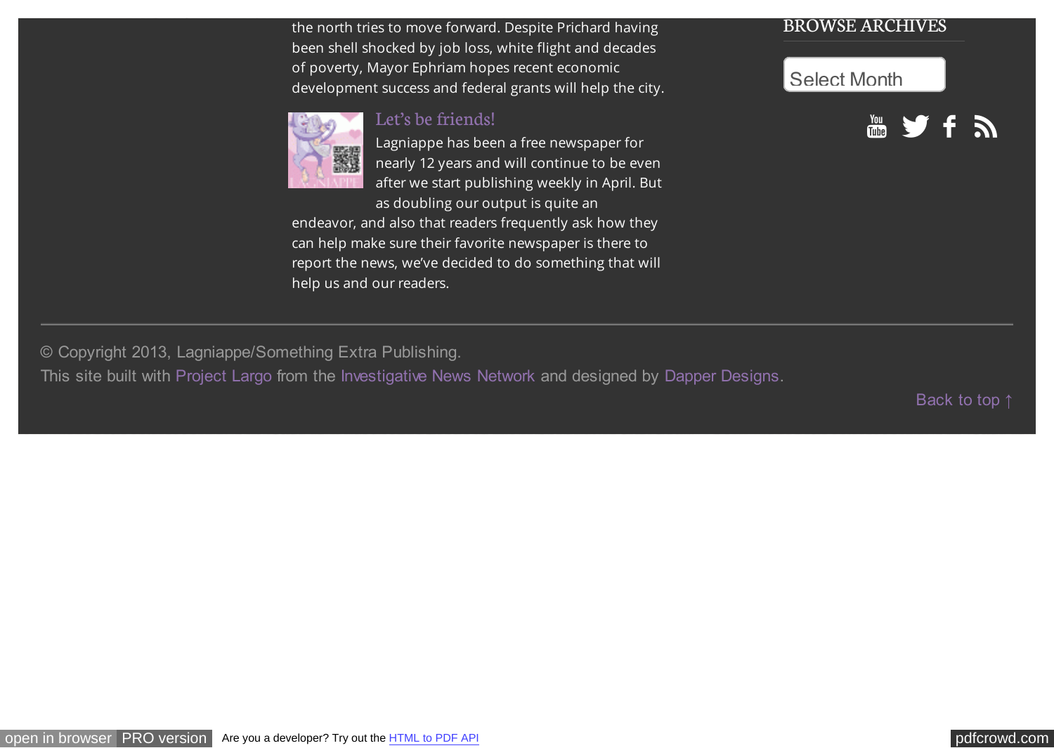the north tries to move forward. Despite Prichard having been shell shocked by job loss, white flight and decades of poverty, Mayor Ephriam hopes recent economic development success and federal grants will help the city.

### Let's be friends!

Lagniappe has been a free newspaper for nearly 12 years and will continue to be even after we start publishing weekly in April. But as doubling our output is quite an endeavor, and also that readers frequently ask how they can help make sure their favorite newspaper is there to report the news, we've decided to do something that will help us and our readers.

## BROWSE ARCHIVES

Select Month

---

© Copyright 2013, Lagniappe/Something Extra Publishing.

This site built with Project Largo from the Investigative News Network and designed by Dapper Designs.

Back to top ↑